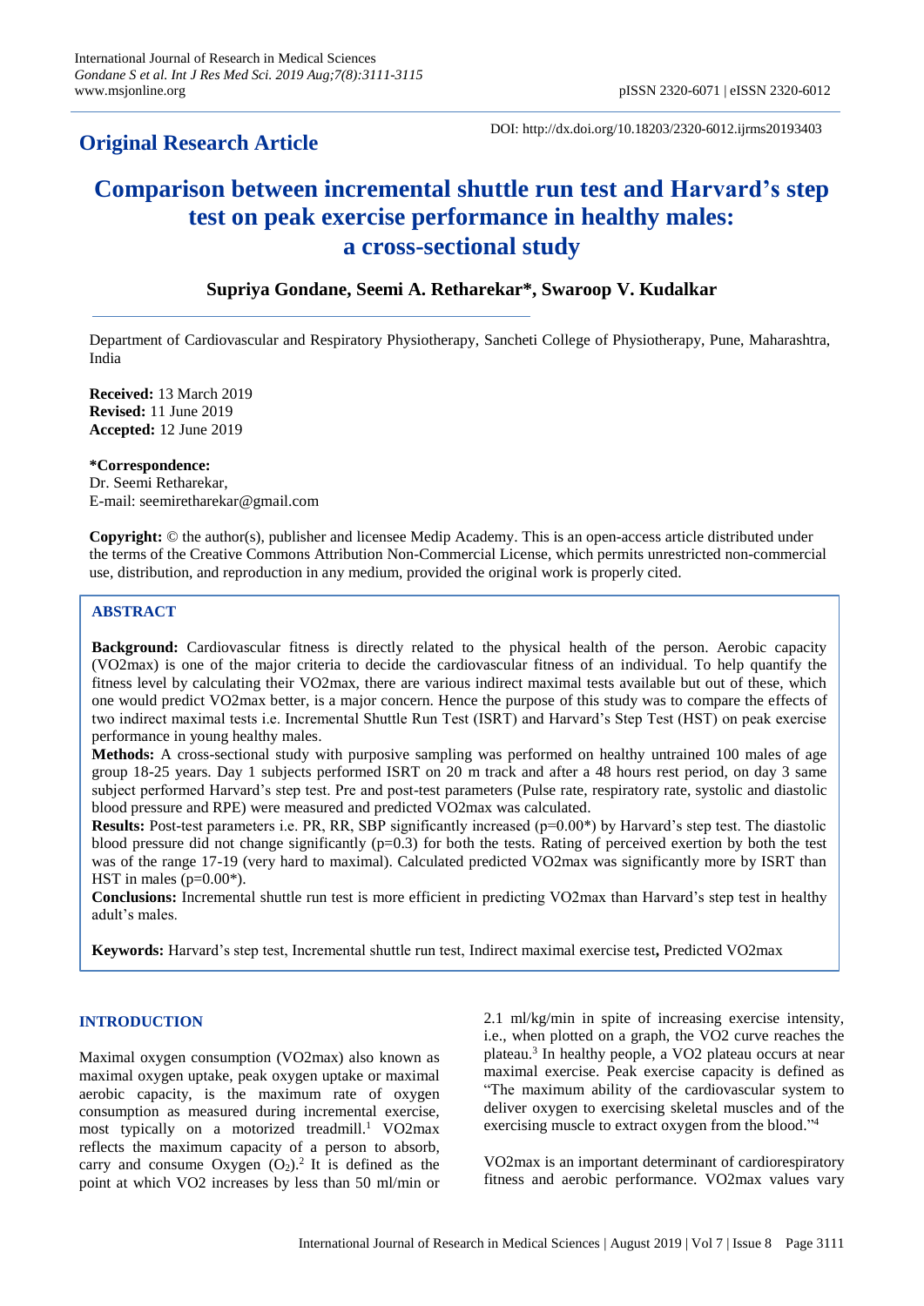**Original Research Article**

DOI: http://dx.doi.org/10.18203/2320-6012.ijrms20193403

# Comparison between incremental shuttle run test and Harvard's step test on peak exercise performance in healthy males: a cross-sectional study

**Supriya Gondane, Seemi A. Retharekar*, Swaroop V. Kudalkar**

Department of Cardiovascular and Respiratory Physiotherapy, Sancheti College of Physiotherapy, Pune, Maharashtra, India

**Received:** 13 March 2019
**Revised:** 11 June 2019
**Accepted:** 12 June 2019

***Correspondence:**
Dr. Seemi Retharekar,
E-mail: seemiretharekar@gmail.com

**Copyright:** © the author(s), publisher and licensee Medip Academy. This is an open-access article distributed under the terms of the Creative Commons Attribution Non-Commercial License, which permits unrestricted non-commercial use, distribution, and reproduction in any medium, provided the original work is properly cited.

## ABSTRACT

**Background:** Cardiovascular fitness is directly related to the physical health of the person. Aerobic capacity (VO2max) is one of the major criteria to decide the cardiovascular fitness of an individual. To help quantify the fitness level by calculating their VO2max, there are various indirect maximal tests available but out of these, which one would predict VO2max better, is a major concern. Hence the purpose of this study was to compare the effects of two indirect maximal tests i.e. Incremental Shuttle Run Test (ISRT) and Harvard's Step Test (HST) on peak exercise performance in young healthy males.

**Methods:** A cross-sectional study with purposive sampling was performed on healthy untrained 100 males of age group 18-25 years. Day 1 subjects performed ISRT on 20 m track and after a 48 hours rest period, on day 3 same subject performed Harvard's step test. Pre and post-test parameters (Pulse rate, respiratory rate, systolic and diastolic blood pressure and RPE) were measured and predicted VO2max was calculated.

**Results:** Post-test parameters i.e. PR, RR, SBP significantly increased (p=0.00*) by Harvard's step test. The diastolic blood pressure did not change significantly (p=0.3) for both the tests. Rating of perceived exertion by both the test was of the range 17-19 (very hard to maximal). Calculated predicted VO2max was significantly more by ISRT than HST in males (p=0.00*).

**Conclusions:** Incremental shuttle run test is more efficient in predicting VO2max than Harvard's step test in healthy adult's males.

**Keywords:** Harvard's step test, Incremental shuttle run test, Indirect maximal exercise test, Predicted VO2max

## INTRODUCTION

Maximal oxygen consumption (VO2max) also known as maximal oxygen uptake, peak oxygen uptake or maximal aerobic capacity, is the maximum rate of oxygen consumption as measured during incremental exercise, most typically on a motorized treadmill.[1] VO2max reflects the maximum capacity of a person to absorb, carry and consume Oxygen ($O_2$).[2] It is defined as the point at which VO2 increases by less than 50 ml/min or 2.1 ml/kg/min in spite of increasing exercise intensity, i.e., when plotted on a graph, the VO2 curve reaches the plateau.[3] In healthy people, a VO2 plateau occurs at near maximal exercise. Peak exercise capacity is defined as "The maximum ability of the cardiovascular system to deliver oxygen to exercising skeletal muscles and of the exercising muscle to extract oxygen from the blood."[4]

VO2max is an important determinant of cardiorespiratory fitness and aerobic performance. VO2max values vary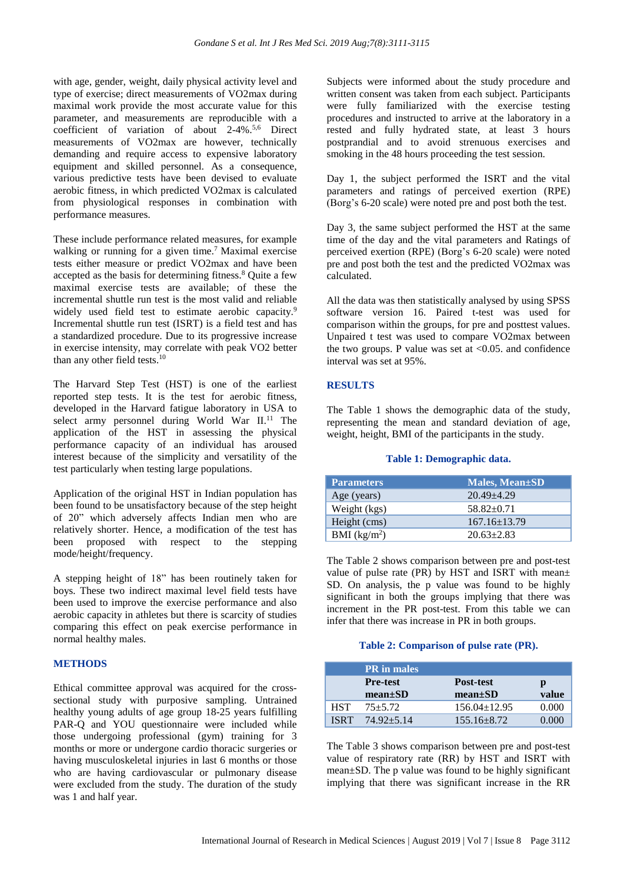with age, gender, weight, daily physical activity level and type of exercise; direct measurements of VO2max during maximal work provide the most accurate value for this parameter, and measurements are reproducible with a coefficient of variation of about 2-4%.[5,6] Direct measurements of VO2max are however, technically demanding and require access to expensive laboratory equipment and skilled personnel. As a consequence, various predictive tests have been devised to evaluate aerobic fitness, in which predicted VO2max is calculated from physiological responses in combination with performance measures.

These include performance related measures, for example walking or running for a given time.[7] Maximal exercise tests either measure or predict VO2max and have been accepted as the basis for determining fitness.[8] Quite a few maximal exercise tests are available; of these the incremental shuttle run test is the most valid and reliable widely used field test to estimate aerobic capacity.[9] Incremental shuttle run test (ISRT) is a field test and has a standardized procedure. Due to its progressive increase in exercise intensity, may correlate with peak VO2 better than any other field tests.[10]

The Harvard Step Test (HST) is one of the earliest reported step tests. It is the test for aerobic fitness, developed in the Harvard fatigue laboratory in USA to select army personnel during World War II.[11] The application of the HST in assessing the physical performance capacity of an individual has aroused interest because of the simplicity and versatility of the test particularly when testing large populations.

Application of the original HST in Indian population has been found to be unsatisfactory because of the step height of 20" which adversely affects Indian men who are relatively shorter. Hence, a modification of the test has been proposed with respect to the stepping mode/height/frequency.

A stepping height of 18" has been routinely taken for boys. These two indirect maximal level field tests have been used to improve the exercise performance and also aerobic capacity in athletes but there is scarcity of studies comparing this effect on peak exercise performance in normal healthy males.

## METHODS

Ethical committee approval was acquired for the cross-sectional study with purposive sampling. Untrained healthy young adults of age group 18-25 years fulfilling PAR-Q and YOU questionnaire were included while those undergoing professional (gym) training for 3 months or more or undergone cardio thoracic surgeries or having musculoskeletal injuries in last 6 months or those who are having cardiovascular or pulmonary disease were excluded from the study. The duration of the study was 1 and half year.

Subjects were informed about the study procedure and written consent was taken from each subject. Participants were fully familiarized with the exercise testing procedures and instructed to arrive at the laboratory in a rested and fully hydrated state, at least 3 hours postprandial and to avoid strenuous exercises and smoking in the 48 hours proceeding the test session.

Day 1, the subject performed the ISRT and the vital parameters and ratings of perceived exertion (RPE) (Borg's 6-20 scale) were noted pre and post both the test.

Day 3, the same subject performed the HST at the same time of the day and the vital parameters and Ratings of perceived exertion (RPE) (Borg's 6-20 scale) were noted pre and post both the test and the predicted VO2max was calculated.

All the data was then statistically analysed by using SPSS software version 16. Paired t-test was used for comparison within the groups, for pre and posttest values. Unpaired t test was used to compare VO2max between the two groups. P value was set at <0.05. and confidence interval was set at 95%.

## RESULTS

The Table 1 shows the demographic data of the study, representing the mean and standard deviation of age, weight, height, BMI of the participants in the study.

**Table 1: Demographic data.**

| Parameters | Males, Mean±SD |
|---|---|
| Age (years) | 20.49±4.29 |
| Weight (kgs) | 58.82±0.71 |
| Height (cms) | 167.16±13.79 |
| BMI (kg/m$^2$) | 20.63±2.83 |

The Table 2 shows comparison between pre and post-test value of pulse rate (PR) by HST and ISRT with mean± SD. On analysis, the p value was found to be highly significant in both the groups implying that there was increment in the PR post-test. From this table we can infer that there was increase in PR in both groups.

**Table 2: Comparison of pulse rate (PR).**

| | PR in males | | |
|---|---|---|---|
| | Pre-test mean±SD | Post-test mean±SD | p value |
| HST | 75±5.72 | 156.04±12.95 | 0.000 |
| ISRT | 74.92±5.14 | 155.16±8.72 | 0.000 |

The Table 3 shows comparison between pre and post-test value of respiratory rate (RR) by HST and ISRT with mean±SD. The p value was found to be highly significant implying that there was significant increase in the RR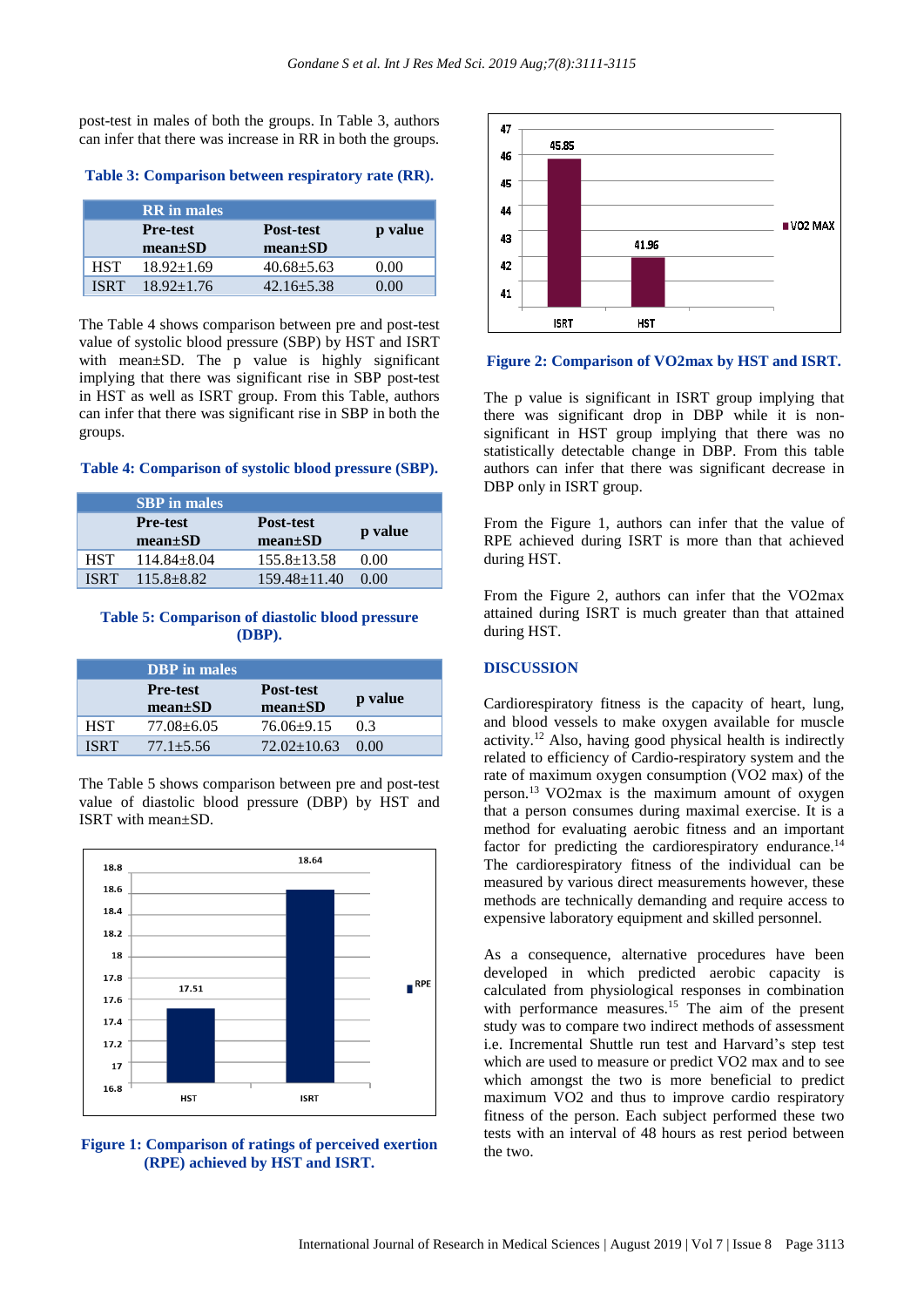post-test in males of both the groups. In Table 3, authors can infer that there was increase in RR in both the groups.

**Table 3: Comparison between respiratory rate (RR).**

| | RR in males | | |
|---|---|---|---|
| | Pre-test mean±SD | Post-test mean±SD | p value |
| HST | 18.92±1.69 | 40.68±5.63 | 0.00 |
| ISRT | 18.92±1.76 | 42.16±5.38 | 0.00 |

The Table 4 shows comparison between pre and post-test value of systolic blood pressure (SBP) by HST and ISRT with mean±SD. The p value is highly significant implying that there was significant rise in SBP post-test in HST as well as ISRT group. From this Table, authors can infer that there was significant rise in SBP in both the groups.

**Table 4: Comparison of systolic blood pressure (SBP).**

| | SBP in males | | |
|---|---|---|---|
| | Pre-test mean±SD | Post-test mean±SD | p value |
| HST | 114.84±8.04 | 155.8±13.58 | 0.00 |
| ISRT | 115.8±8.82 | 159.48±11.40 | 0.00 |

**Table 5: Comparison of diastolic blood pressure (DBP).**

| | DBP in males | | |
|---|---|---|---|
| | Pre-test mean±SD | Post-test mean±SD | p value |
| HST | 77.08±6.05 | 76.06±9.15 | 0.3 |
| ISRT | 77.1±5.56 | 72.02±10.63 | 0.00 |

The Table 5 shows comparison between pre and post-test value of diastolic blood pressure (DBP) by HST and ISRT with mean±SD.

**Figure 1: Comparison of ratings of perceived exertion (RPE) achieved by HST and ISRT.**

**Figure 2: Comparison of VO2max by HST and ISRT.**

The p value is significant in ISRT group implying that there was significant drop in DBP while it is non-significant in HST group implying that there was no statistically detectable change in DBP. From this table authors can infer that there was significant decrease in DBP only in ISRT group.

From the Figure 1, authors can infer that the value of RPE achieved during ISRT is more than that achieved during HST.

From the Figure 2, authors can infer that the VO2max attained during ISRT is much greater than that attained during HST.

## DISCUSSION

Cardiorespiratory fitness is the capacity of heart, lung, and blood vessels to make oxygen available for muscle activity.[12] Also, having good physical health is indirectly related to efficiency of Cardio-respiratory system and the rate of maximum oxygen consumption (VO2 max) of the person.[13] VO2max is the maximum amount of oxygen that a person consumes during maximal exercise. It is a method for evaluating aerobic fitness and an important factor for predicting the cardiorespiratory endurance.[14] The cardiorespiratory fitness of the individual can be measured by various direct measurements however, these methods are technically demanding and require access to expensive laboratory equipment and skilled personnel.

As a consequence, alternative procedures have been developed in which predicted aerobic capacity is calculated from physiological responses in combination with performance measures.[15] The aim of the present study was to compare two indirect methods of assessment i.e. Incremental Shuttle run test and Harvard's step test which are used to measure or predict VO2 max and to see which amongst the two is more beneficial to predict maximum VO2 and thus to improve cardio respiratory fitness of the person. Each subject performed these two tests with an interval of 48 hours as rest period between the two.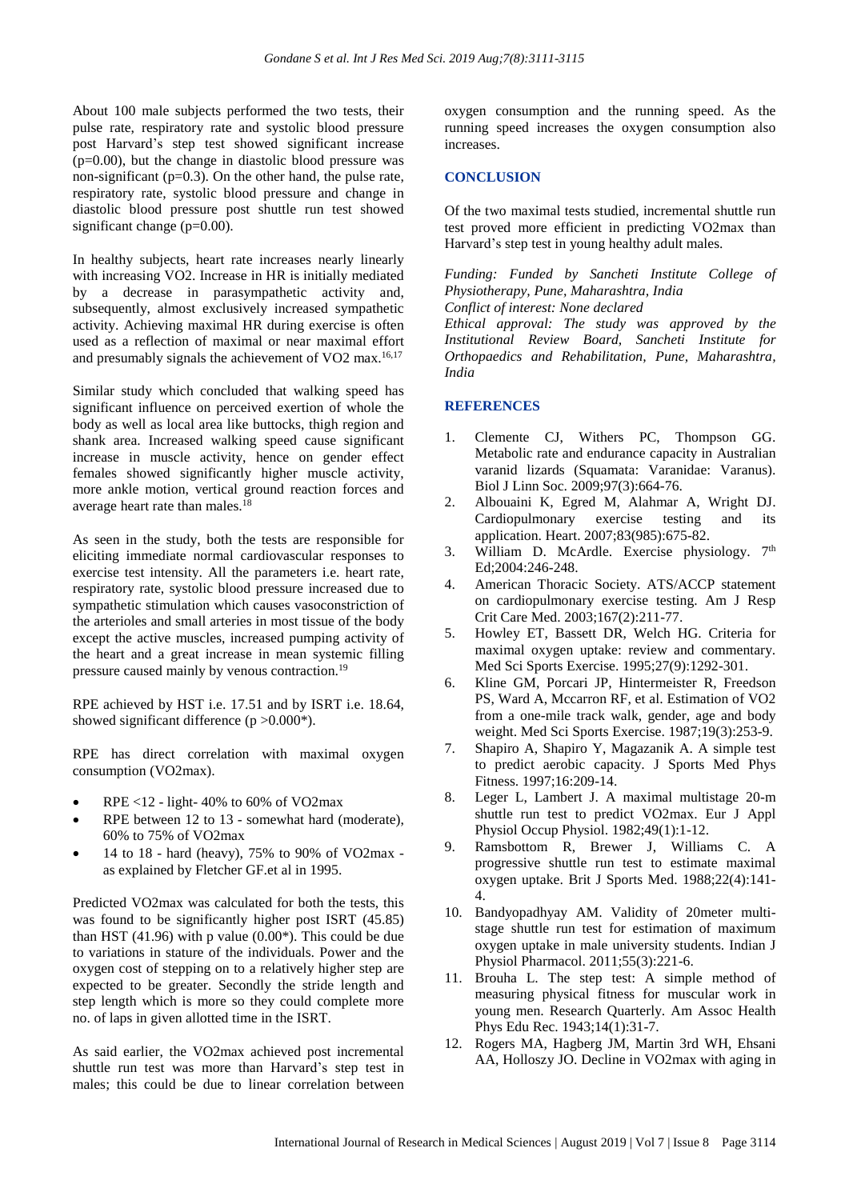About 100 male subjects performed the two tests, their pulse rate, respiratory rate and systolic blood pressure post Harvard's step test showed significant increase (p=0.00), but the change in diastolic blood pressure was non-significant (p=0.3). On the other hand, the pulse rate, respiratory rate, systolic blood pressure and change in diastolic blood pressure post shuttle run test showed significant change (p=0.00).

In healthy subjects, heart rate increases nearly linearly with increasing VO2. Increase in HR is initially mediated by a decrease in parasympathetic activity and, subsequently, almost exclusively increased sympathetic activity. Achieving maximal HR during exercise is often used as a reflection of maximal or near maximal effort and presumably signals the achievement of VO2 max.[16,17]

Similar study which concluded that walking speed has significant influence on perceived exertion of whole the body as well as local area like buttocks, thigh region and shank area. Increased walking speed cause significant increase in muscle activity, hence on gender effect females showed significantly higher muscle activity, more ankle motion, vertical ground reaction forces and average heart rate than males.[18]

As seen in the study, both the tests are responsible for eliciting immediate normal cardiovascular responses to exercise test intensity. All the parameters i.e. heart rate, respiratory rate, systolic blood pressure increased due to sympathetic stimulation which causes vasoconstriction of the arterioles and small arteries in most tissue of the body except the active muscles, increased pumping activity of the heart and a great increase in mean systemic filling pressure caused mainly by venous contraction.[19]

RPE achieved by HST i.e. 17.51 and by ISRT i.e. 18.64, showed significant difference (p >0.000*).

RPE has direct correlation with maximal oxygen consumption (VO2max).

- RPE <12 - light- 40% to 60% of VO2max
- RPE between 12 to 13 - somewhat hard (moderate), 60% to 75% of VO2max
- 14 to 18 - hard (heavy), 75% to 90% of VO2max - as explained by Fletcher GF.et al in 1995.

Predicted VO2max was calculated for both the tests, this was found to be significantly higher post ISRT (45.85) than HST (41.96) with p value (0.00*). This could be due to variations in stature of the individuals. Power and the oxygen cost of stepping on to a relatively higher step are expected to be greater. Secondly the stride length and step length which is more so they could complete more no. of laps in given allotted time in the ISRT.

As said earlier, the VO2max achieved post incremental shuttle run test was more than Harvard's step test in males; this could be due to linear correlation between oxygen consumption and the running speed. As the running speed increases the oxygen consumption also increases.

## CONCLUSION

Of the two maximal tests studied, incremental shuttle run test proved more efficient in predicting VO2max than Harvard's step test in young healthy adult males.

*Funding: Funded by Sancheti Institute College of Physiotherapy, Pune, Maharashtra, India*
*Conflict of interest: None declared*
*Ethical approval: The study was approved by the Institutional Review Board, Sancheti Institute for Orthopaedics and Rehabilitation, Pune, Maharashtra, India*

## REFERENCES

1. Clemente CJ, Withers PC, Thompson GG. Metabolic rate and endurance capacity in Australian varanid lizards (Squamata: Varanidae: Varanus). Biol J Linn Soc. 2009;97(3):664-76.
2. Albouaini K, Egred M, Alahmar A, Wright DJ. Cardiopulmonary exercise testing and its application. Heart. 2007;83(985):675-82.
3. William D. McArdle. Exercise physiology. 7th Ed;2004:246-248.
4. American Thoracic Society. ATS/ACCP statement on cardiopulmonary exercise testing. Am J Resp Crit Care Med. 2003;167(2):211-77.
5. Howley ET, Bassett DR, Welch HG. Criteria for maximal oxygen uptake: review and commentary. Med Sci Sports Exercise. 1995;27(9):1292-301.
6. Kline GM, Porcari JP, Hintermeister R, Freedson PS, Ward A, Mccarron RF, et al. Estimation of VO2 from a one-mile track walk, gender, age and body weight. Med Sci Sports Exercise. 1987;19(3):253-9.
7. Shapiro A, Shapiro Y, Magazanik A. A simple test to predict aerobic capacity. J Sports Med Phys Fitness. 1997;16:209-14.
8. Leger L, Lambert J. A maximal multistage 20-m shuttle run test to predict VO2max. Eur J Appl Physiol Occup Physiol. 1982;49(1):1-12.
9. Ramsbottom R, Brewer J, Williams C. A progressive shuttle run test to estimate maximal oxygen uptake. Brit J Sports Med. 1988;22(4):141-4.
10. Bandyopadhyay AM. Validity of 20meter multi-stage shuttle run test for estimation of maximum oxygen uptake in male university students. Indian J Physiol Pharmacol. 2011;55(3):221-6.
11. Brouha L. The step test: A simple method of measuring physical fitness for muscular work in young men. Research Quarterly. Am Assoc Health Phys Edu Rec. 1943;14(1):31-7.
12. Rogers MA, Hagberg JM, Martin 3rd WH, Ehsani AA, Holloszy JO. Decline in VO2max with aging in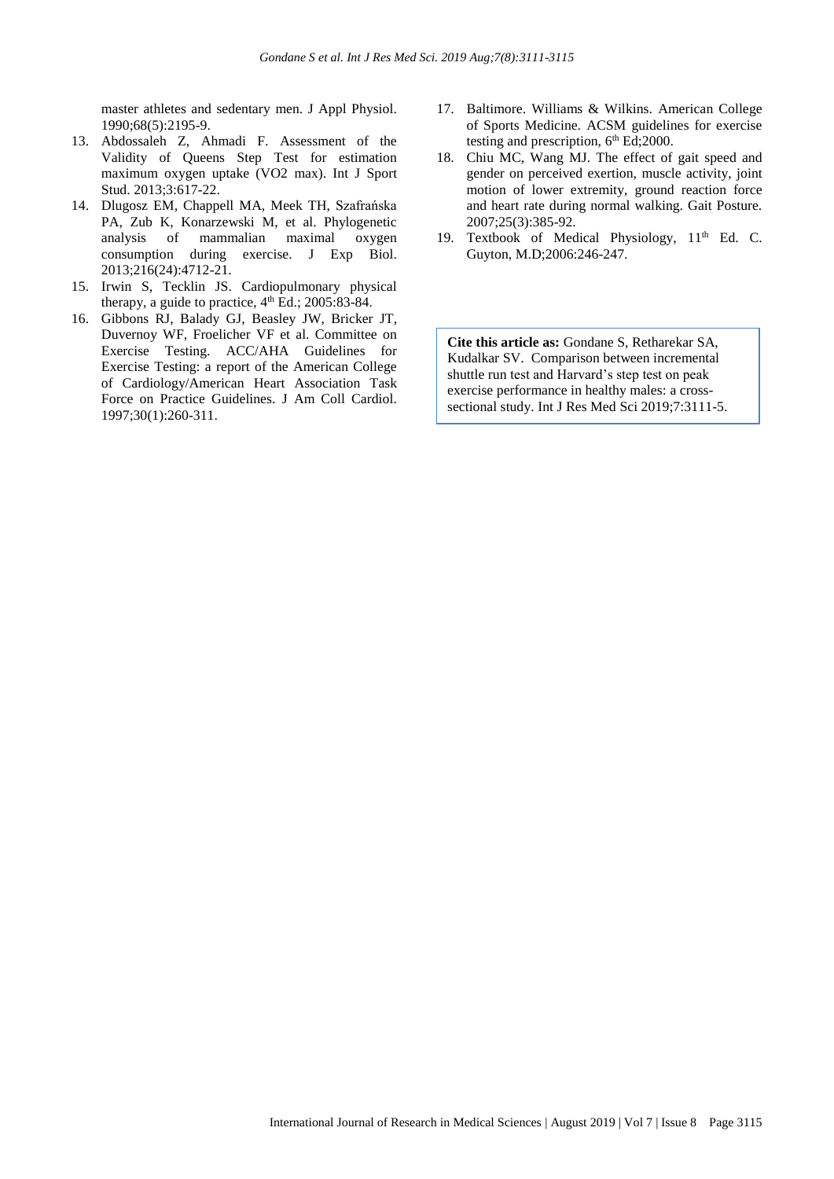master athletes and sedentary men. J Appl Physiol. 1990;68(5):2195-9.

13. Abdossaleh Z, Ahmadi F. Assessment of the Validity of Queens Step Test for estimation maximum oxygen uptake (VO2 max). Int J Sport Stud. 2013;3:617-22.
14. Dlugosz EM, Chappell MA, Meek TH, Szafrańska PA, Zub K, Konarzewski M, et al. Phylogenetic analysis of mammalian maximal oxygen consumption during exercise. J Exp Biol. 2013;216(24):4712-21.
15. Irwin S, Tecklin JS. Cardiopulmonary physical therapy, a guide to practice, 4th Ed.; 2005:83-84.
16. Gibbons RJ, Balady GJ, Beasley JW, Bricker JT, Duvernoy WF, Froelicher VF et al. Committee on Exercise Testing. ACC/AHA Guidelines for Exercise Testing: a report of the American College of Cardiology/American Heart Association Task Force on Practice Guidelines. J Am Coll Cardiol. 1997;30(1):260-311.
17. Baltimore. Williams & Wilkins. American College of Sports Medicine. ACSM guidelines for exercise testing and prescription, 6th Ed;2000.
18. Chiu MC, Wang MJ. The effect of gait speed and gender on perceived exertion, muscle activity, joint motion of lower extremity, ground reaction force and heart rate during normal walking. Gait Posture. 2007;25(3):385-92.
19. Textbook of Medical Physiology, 11th Ed. C. Guyton, M.D;2006:246-247.

**Cite this article as:** Gondane S, Retharekar SA, Kudalkar SV. Comparison between incremental shuttle run test and Harvard's step test on peak exercise performance in healthy males: a cross-sectional study. Int J Res Med Sci 2019;7:3111-5.